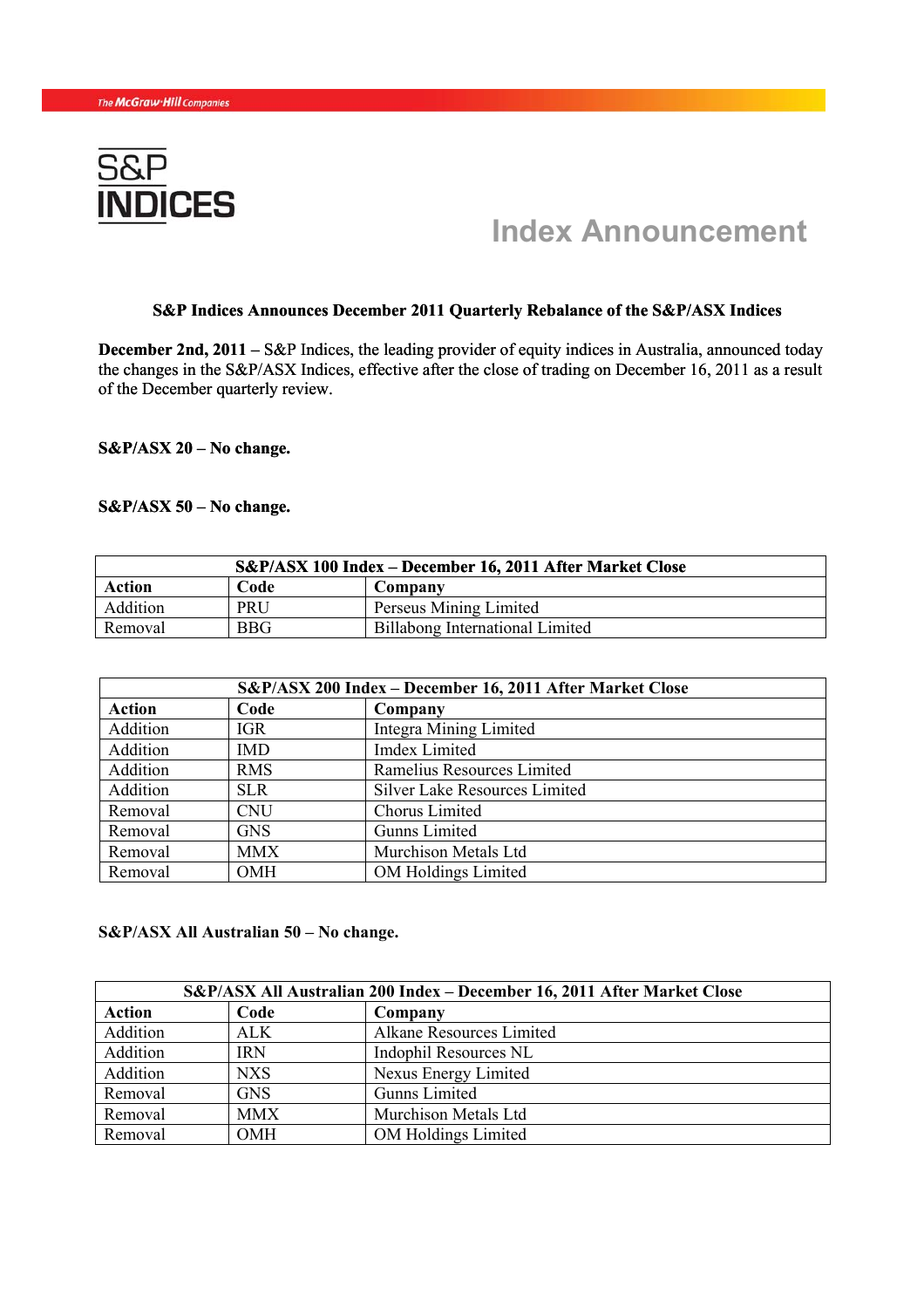The McGraw-Hill Companies

S&P INDICES

# Index Announcement

## S&P Indices Announces December 2011 Quarterly Rebalance of the S&P/ASX Indices

**December 2nd, 2011 –** S&P Indices, the leading provider of equity indices in Australia, announced today the changes in the S&P/ASX Indices, effective after the close of trading on December 16, 2011 as a result of the December quarterly review.

**S&P/ASX 20 – No change.**

**S&P/ASX 50 – No change.**

| S&P/ASX 100 Index – December 16, 2011 After Market Close | | |
|---|---|---|
| **Action** | **Code** | **Company** |
| Addition | PRU | Perseus Mining Limited |
| Removal | BBG | Billabong International Limited |

| S&P/ASX 200 Index – December 16, 2011 After Market Close | | |
|---|---|---|
| **Action** | **Code** | **Company** |
| Addition | IGR | Integra Mining Limited |
| Addition | IMD | Imdex Limited |
| Addition | RMS | Ramelius Resources Limited |
| Addition | SLR | Silver Lake Resources Limited |
| Removal | CNU | Chorus Limited |
| Removal | GNS | Gunns Limited |
| Removal | MMX | Murchison Metals Ltd |
| Removal | OMH | OM Holdings Limited |

**S&P/ASX All Australian 50 – No change.**

| S&P/ASX All Australian 200 Index – December 16, 2011 After Market Close | | |
|---|---|---|
| **Action** | **Code** | **Company** |
| Addition | ALK | Alkane Resources Limited |
| Addition | IRN | Indophil Resources NL |
| Addition | NXS | Nexus Energy Limited |
| Removal | GNS | Gunns Limited |
| Removal | MMX | Murchison Metals Ltd |
| Removal | OMH | OM Holdings Limited |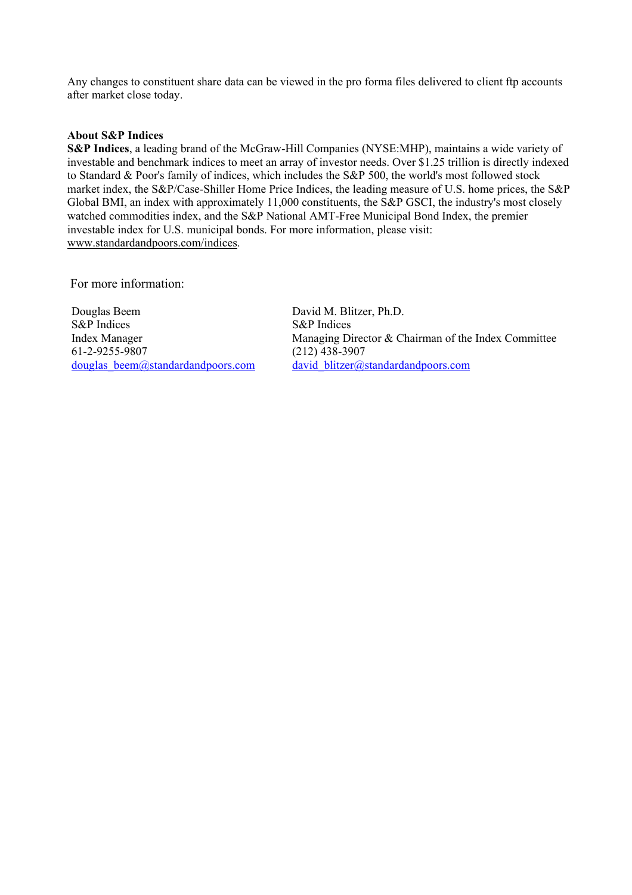Any changes to constituent share data can be viewed in the pro forma files delivered to client ftp accounts after market close today.

**About S&P Indices**

**S&P Indices**, a leading brand of the McGraw-Hill Companies (NYSE:MHP), maintains a wide variety of investable and benchmark indices to meet an array of investor needs. Over $1.25 trillion is directly indexed to Standard & Poor's family of indices, which includes the S&P 500, the world's most followed stock market index, the S&P/Case-Shiller Home Price Indices, the leading measure of U.S. home prices, the S&P Global BMI, an index with approximately 11,000 constituents, the S&P GSCI, the industry's most closely watched commodities index, and the S&P National AMT-Free Municipal Bond Index, the premier investable index for U.S. municipal bonds. For more information, please visit: www.standardandpoors.com/indices.

For more information:

Douglas Beem
S&P Indices
Index Manager
61-2-9255-9807
douglas_beem@standardandpoors.com

David M. Blitzer, Ph.D.
S&P Indices
Managing Director & Chairman of the Index Committee
(212) 438-3907
david_blitzer@standardandpoors.com